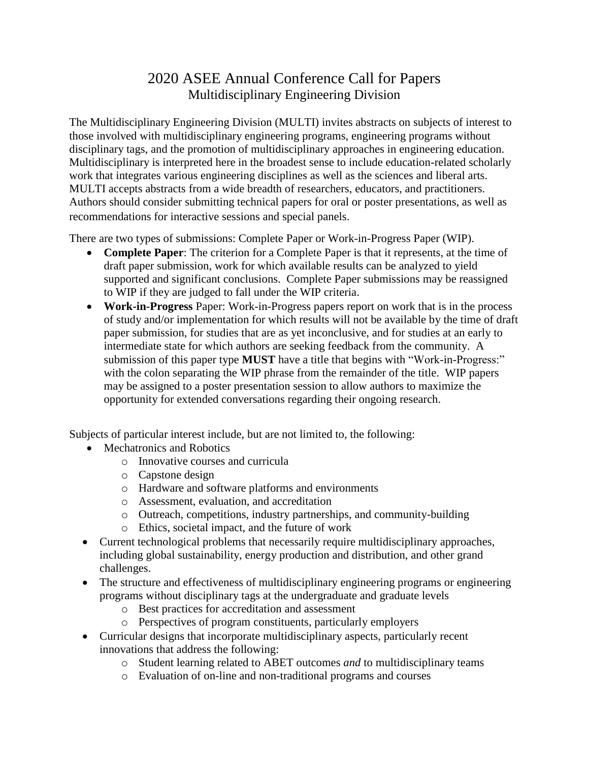# 2020 ASEE Annual Conference Call for Papers

## Multidisciplinary Engineering Division

The Multidisciplinary Engineering Division (MULTI) invites abstracts on subjects of interest to those involved with multidisciplinary engineering programs, engineering programs without disciplinary tags, and the promotion of multidisciplinary approaches in engineering education. Multidisciplinary is interpreted here in the broadest sense to include education-related scholarly work that integrates various engineering disciplines as well as the sciences and liberal arts. MULTI accepts abstracts from a wide breadth of researchers, educators, and practitioners. Authors should consider submitting technical papers for oral or poster presentations, as well as recommendations for interactive sessions and special panels.

There are two types of submissions: Complete Paper or Work-in-Progress Paper (WIP).

- **Complete Paper**: The criterion for a Complete Paper is that it represents, at the time of draft paper submission, work for which available results can be analyzed to yield supported and significant conclusions. Complete Paper submissions may be reassigned to WIP if they are judged to fall under the WIP criteria.
- **Work-in-Progress** Paper: Work-in-Progress papers report on work that is in the process of study and/or implementation for which results will not be available by the time of draft paper submission, for studies that are as yet inconclusive, and for studies at an early to intermediate state for which authors are seeking feedback from the community. A submission of this paper type **MUST** have a title that begins with "Work-in-Progress:" with the colon separating the WIP phrase from the remainder of the title. WIP papers may be assigned to a poster presentation session to allow authors to maximize the opportunity for extended conversations regarding their ongoing research.

Subjects of particular interest include, but are not limited to, the following:

- Mechatronics and Robotics
  - Innovative courses and curricula
  - Capstone design
  - Hardware and software platforms and environments
  - Assessment, evaluation, and accreditation
  - Outreach, competitions, industry partnerships, and community-building
  - Ethics, societal impact, and the future of work
- Current technological problems that necessarily require multidisciplinary approaches, including global sustainability, energy production and distribution, and other grand challenges.
- The structure and effectiveness of multidisciplinary engineering programs or engineering programs without disciplinary tags at the undergraduate and graduate levels
  - Best practices for accreditation and assessment
  - Perspectives of program constituents, particularly employers
- Curricular designs that incorporate multidisciplinary aspects, particularly recent innovations that address the following:
  - Student learning related to ABET outcomes *and* to multidisciplinary teams
  - Evaluation of on-line and non-traditional programs and courses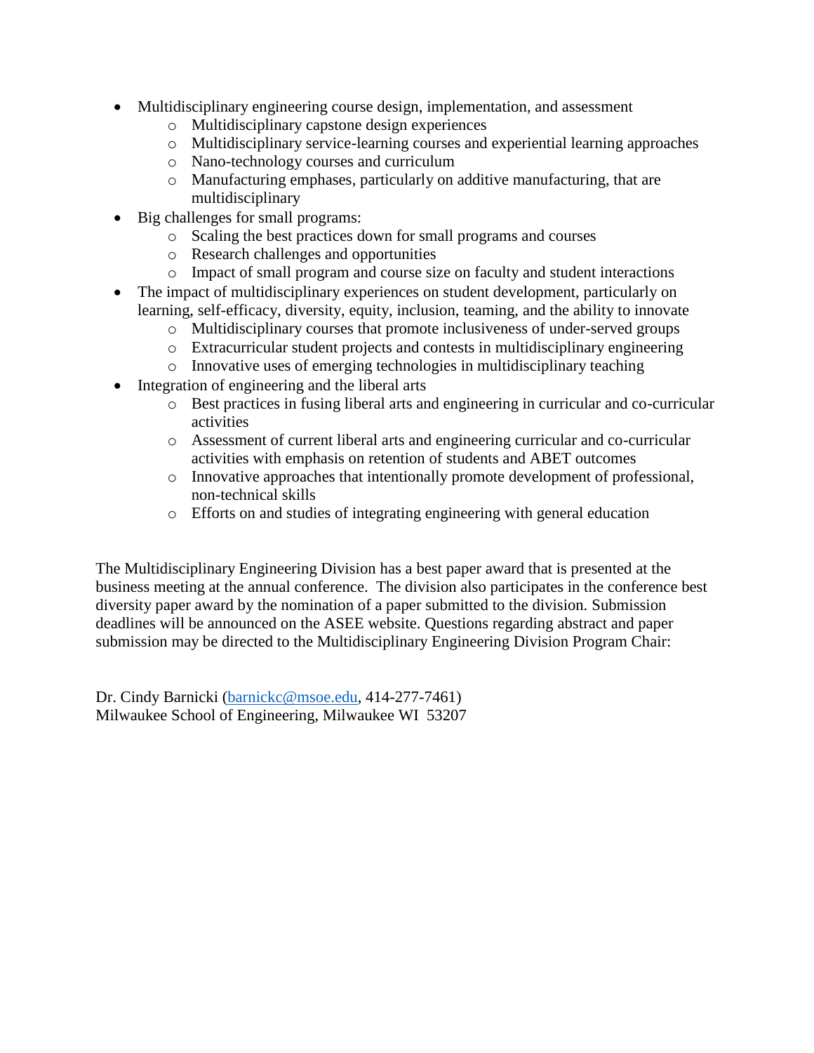- Multidisciplinary engineering course design, implementation, and assessment
  - Multidisciplinary capstone design experiences
  - Multidisciplinary service-learning courses and experiential learning approaches
  - Nano-technology courses and curriculum
  - Manufacturing emphases, particularly on additive manufacturing, that are multidisciplinary
- Big challenges for small programs:
  - Scaling the best practices down for small programs and courses
  - Research challenges and opportunities
  - Impact of small program and course size on faculty and student interactions
- The impact of multidisciplinary experiences on student development, particularly on learning, self-efficacy, diversity, equity, inclusion, teaming, and the ability to innovate
  - Multidisciplinary courses that promote inclusiveness of under-served groups
  - Extracurricular student projects and contests in multidisciplinary engineering
  - Innovative uses of emerging technologies in multidisciplinary teaching
- Integration of engineering and the liberal arts
  - Best practices in fusing liberal arts and engineering in curricular and co-curricular activities
  - Assessment of current liberal arts and engineering curricular and co-curricular activities with emphasis on retention of students and ABET outcomes
  - Innovative approaches that intentionally promote development of professional, non-technical skills
  - Efforts on and studies of integrating engineering with general education

The Multidisciplinary Engineering Division has a best paper award that is presented at the business meeting at the annual conference. The division also participates in the conference best diversity paper award by the nomination of a paper submitted to the division. Submission deadlines will be announced on the ASEE website. Questions regarding abstract and paper submission may be directed to the Multidisciplinary Engineering Division Program Chair:

Dr. Cindy Barnicki (barnickc@msoe.edu, 414-277-7461)
Milwaukee School of Engineering, Milwaukee WI 53207